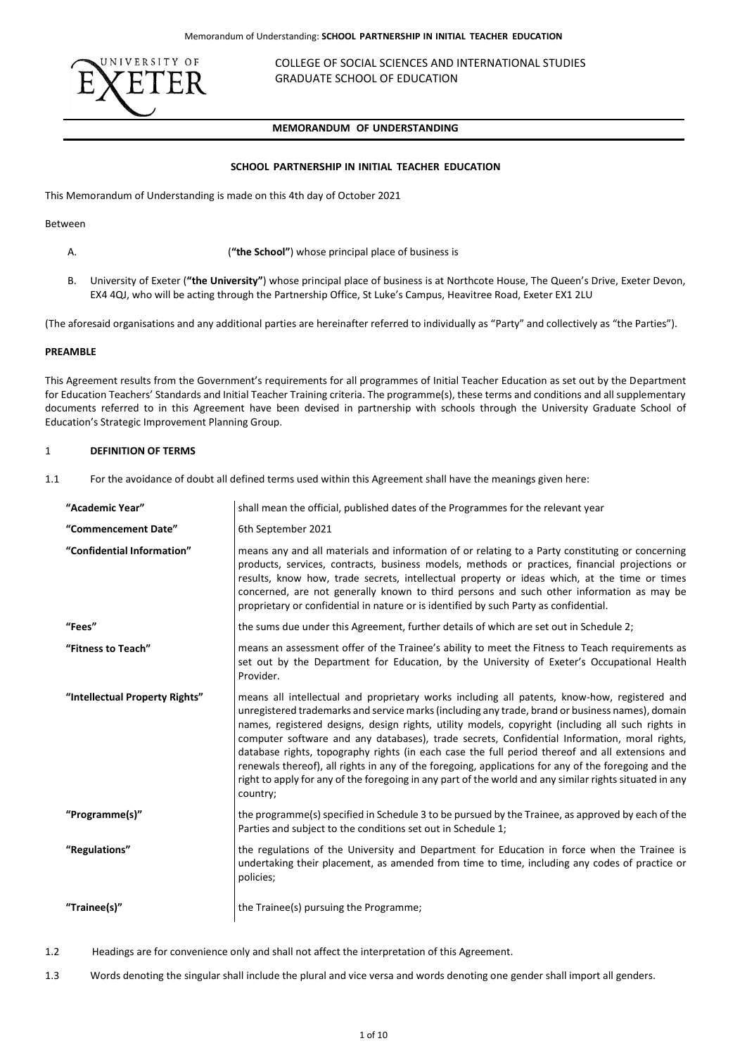COLLEGE OF SOCIAL SCIENCES AND INTERNATIONAL STUDIES
GRADUATE SCHOOL OF EDUCATION

# MEMORANDUM OF UNDERSTANDING

## SCHOOL PARTNERSHIP IN INITIAL TEACHER EDUCATION

This Memorandum of Understanding is made on this 4th day of October 2021

Between

A. (**"the School"**) whose principal place of business is

B. University of Exeter (**"the University"**) whose principal place of business is at Northcote House, The Queen's Drive, Exeter Devon, EX4 4QJ, who will be acting through the Partnership Office, St Luke's Campus, Heavitree Road, Exeter EX1 2LU

(The aforesaid organisations and any additional parties are hereinafter referred to individually as "Party" and collectively as "the Parties").

**PREAMBLE**

This Agreement results from the Government's requirements for all programmes of Initial Teacher Education as set out by the Department for Education Teachers' Standards and Initial Teacher Training criteria. The programme(s), these terms and conditions and all supplementary documents referred to in this Agreement have been devised in partnership with schools through the University Graduate School of Education's Strategic Improvement Planning Group.

### 1 DEFINITION OF TERMS

1.1 For the avoidance of doubt all defined terms used within this Agreement shall have the meanings given here:

| | |
|---|---|
| **"Academic Year"** | shall mean the official, published dates of the Programmes for the relevant year |
| **"Commencement Date"** | 6th September 2021 |
| **"Confidential Information"** | means any and all materials and information of or relating to a Party constituting or concerning products, services, contracts, business models, methods or practices, financial projections or results, know how, trade secrets, intellectual property or ideas which, at the time or times concerned, are not generally known to third persons and such other information as may be proprietary or confidential in nature or is identified by such Party as confidential. |
| **"Fees"** | the sums due under this Agreement, further details of which are set out in Schedule 2; |
| **"Fitness to Teach"** | means an assessment offer of the Trainee's ability to meet the Fitness to Teach requirements as set out by the Department for Education, by the University of Exeter's Occupational Health Provider. |
| **"Intellectual Property Rights"** | means all intellectual and proprietary works including all patents, know-how, registered and unregistered trademarks and service marks (including any trade, brand or business names), domain names, registered designs, design rights, utility models, copyright (including all such rights in computer software and any databases), trade secrets, Confidential Information, moral rights, database rights, topography rights (in each case the full period thereof and all extensions and renewals thereof), all rights in any of the foregoing, applications for any of the foregoing and the right to apply for any of the foregoing in any part of the world and any similar rights situated in any country; |
| **"Programme(s)"** | the programme(s) specified in Schedule 3 to be pursued by the Trainee, as approved by each of the Parties and subject to the conditions set out in Schedule 1; |
| **"Regulations"** | the regulations of the University and Department for Education in force when the Trainee is undertaking their placement, as amended from time to time, including any codes of practice or policies; |
| **"Trainee(s)"** | the Trainee(s) pursuing the Programme; |

1.2 Headings are for convenience only and shall not affect the interpretation of this Agreement.

1.3 Words denoting the singular shall include the plural and vice versa and words denoting one gender shall import all genders.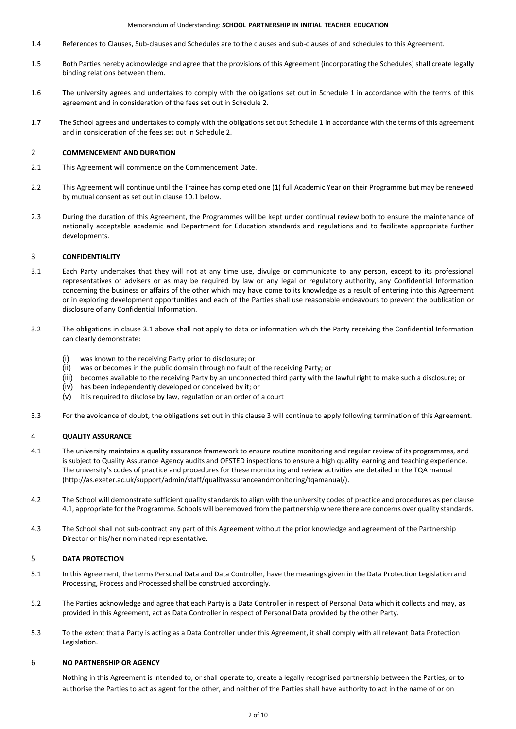1.4 References to Clauses, Sub-clauses and Schedules are to the clauses and sub-clauses of and schedules to this Agreement.

1.5 Both Parties hereby acknowledge and agree that the provisions of this Agreement (incorporating the Schedules) shall create legally binding relations between them.

1.6 The university agrees and undertakes to comply with the obligations set out in Schedule 1 in accordance with the terms of this agreement and in consideration of the fees set out in Schedule 2.

1.7 The School agrees and undertakes to comply with the obligations set out Schedule 1 in accordance with the terms of this agreement and in consideration of the fees set out in Schedule 2.

## 2 COMMENCEMENT AND DURATION

2.1 This Agreement will commence on the Commencement Date.

2.2 This Agreement will continue until the Trainee has completed one (1) full Academic Year on their Programme but may be renewed by mutual consent as set out in clause 10.1 below.

2.3 During the duration of this Agreement, the Programmes will be kept under continual review both to ensure the maintenance of nationally acceptable academic and Department for Education standards and regulations and to facilitate appropriate further developments.

## 3 CONFIDENTIALITY

3.1 Each Party undertakes that they will not at any time use, divulge or communicate to any person, except to its professional representatives or advisers or as may be required by law or any legal or regulatory authority, any Confidential Information concerning the business or affairs of the other which may have come to its knowledge as a result of entering into this Agreement or in exploring development opportunities and each of the Parties shall use reasonable endeavours to prevent the publication or disclosure of any Confidential Information.

3.2 The obligations in clause 3.1 above shall not apply to data or information which the Party receiving the Confidential Information can clearly demonstrate:

(i) was known to the receiving Party prior to disclosure; or
(ii) was or becomes in the public domain through no fault of the receiving Party; or
(iii) becomes available to the receiving Party by an unconnected third party with the lawful right to make such a disclosure; or
(iv) has been independently developed or conceived by it; or
(v) it is required to disclose by law, regulation or an order of a court

3.3 For the avoidance of doubt, the obligations set out in this clause 3 will continue to apply following termination of this Agreement.

## 4 QUALITY ASSURANCE

4.1 The university maintains a quality assurance framework to ensure routine monitoring and regular review of its programmes, and is subject to Quality Assurance Agency audits and OFSTED inspections to ensure a high quality learning and teaching experience. The university's codes of practice and procedures for these monitoring and review activities are detailed in the TQA manual (http://as.exeter.ac.uk/support/admin/staff/qualityassuranceandmonitoring/tqamanual/).

4.2 The School will demonstrate sufficient quality standards to align with the university codes of practice and procedures as per clause 4.1, appropriate for the Programme. Schools will be removed from the partnership where there are concerns over quality standards.

4.3 The School shall not sub-contract any part of this Agreement without the prior knowledge and agreement of the Partnership Director or his/her nominated representative.

## 5 DATA PROTECTION

5.1 In this Agreement, the terms Personal Data and Data Controller, have the meanings given in the Data Protection Legislation and Processing, Process and Processed shall be construed accordingly.

5.2 The Parties acknowledge and agree that each Party is a Data Controller in respect of Personal Data which it collects and may, as provided in this Agreement, act as Data Controller in respect of Personal Data provided by the other Party.

5.3 To the extent that a Party is acting as a Data Controller under this Agreement, it shall comply with all relevant Data Protection Legislation.

## 6 NO PARTNERSHIP OR AGENCY

Nothing in this Agreement is intended to, or shall operate to, create a legally recognised partnership between the Parties, or to authorise the Parties to act as agent for the other, and neither of the Parties shall have authority to act in the name of or on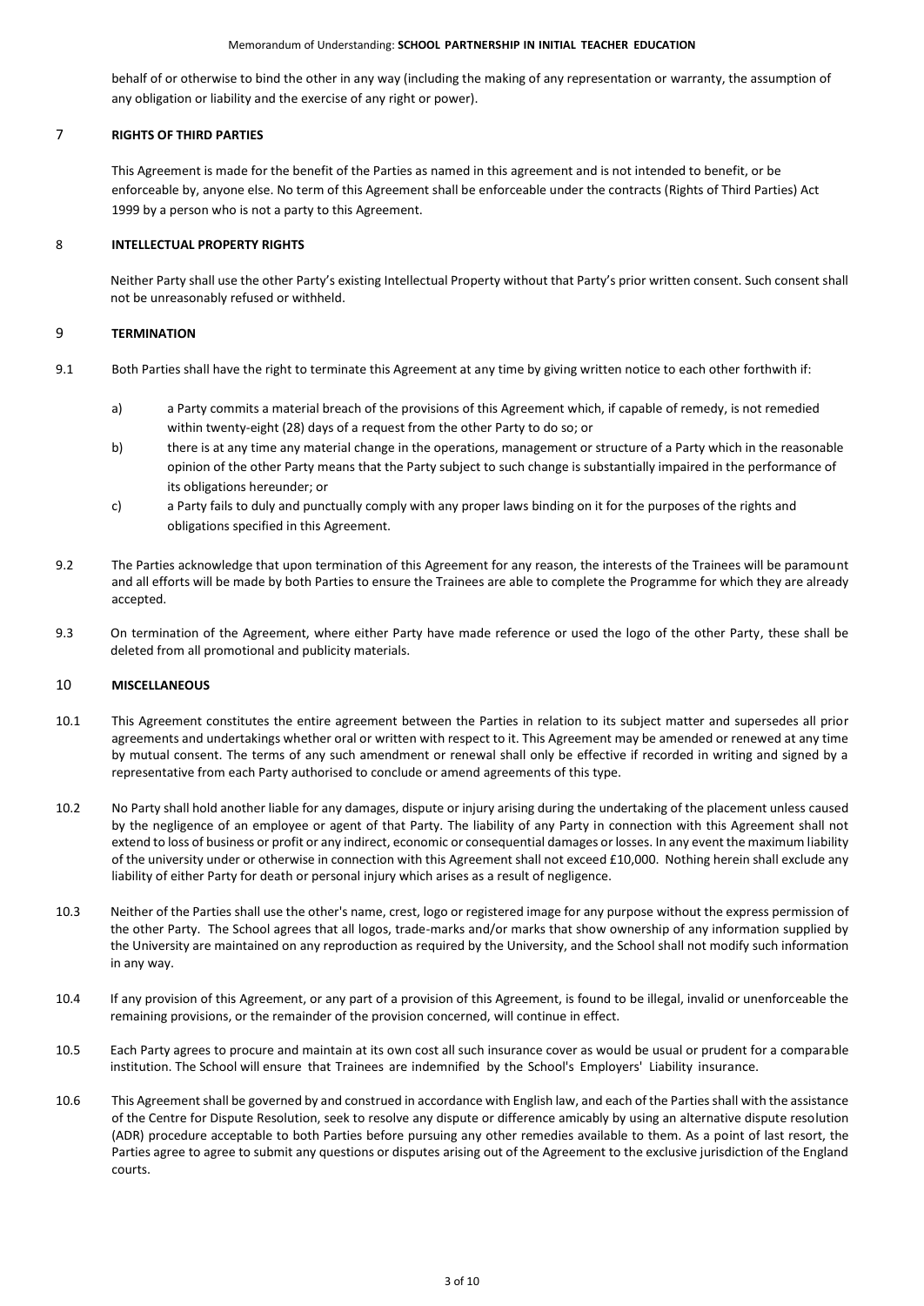behalf of or otherwise to bind the other in any way (including the making of any representation or warranty, the assumption of any obligation or liability and the exercise of any right or power).

## 7 RIGHTS OF THIRD PARTIES

This Agreement is made for the benefit of the Parties as named in this agreement and is not intended to benefit, or be enforceable by, anyone else. No term of this Agreement shall be enforceable under the contracts (Rights of Third Parties) Act 1999 by a person who is not a party to this Agreement.

## 8 INTELLECTUAL PROPERTY RIGHTS

Neither Party shall use the other Party's existing Intellectual Property without that Party's prior written consent. Such consent shall not be unreasonably refused or withheld.

## 9 TERMINATION

9.1 Both Parties shall have the right to terminate this Agreement at any time by giving written notice to each other forthwith if:

a) a Party commits a material breach of the provisions of this Agreement which, if capable of remedy, is not remedied within twenty-eight (28) days of a request from the other Party to do so; or

b) there is at any time any material change in the operations, management or structure of a Party which in the reasonable opinion of the other Party means that the Party subject to such change is substantially impaired in the performance of its obligations hereunder; or

c) a Party fails to duly and punctually comply with any proper laws binding on it for the purposes of the rights and obligations specified in this Agreement.

9.2 The Parties acknowledge that upon termination of this Agreement for any reason, the interests of the Trainees will be paramount and all efforts will be made by both Parties to ensure the Trainees are able to complete the Programme for which they are already accepted.

9.3 On termination of the Agreement, where either Party have made reference or used the logo of the other Party, these shall be deleted from all promotional and publicity materials.

## 10 MISCELLANEOUS

10.1 This Agreement constitutes the entire agreement between the Parties in relation to its subject matter and supersedes all prior agreements and undertakings whether oral or written with respect to it. This Agreement may be amended or renewed at any time by mutual consent. The terms of any such amendment or renewal shall only be effective if recorded in writing and signed by a representative from each Party authorised to conclude or amend agreements of this type.

10.2 No Party shall hold another liable for any damages, dispute or injury arising during the undertaking of the placement unless caused by the negligence of an employee or agent of that Party. The liability of any Party in connection with this Agreement shall not extend to loss of business or profit or any indirect, economic or consequential damages or losses. In any event the maximum liability of the university under or otherwise in connection with this Agreement shall not exceed £10,000. Nothing herein shall exclude any liability of either Party for death or personal injury which arises as a result of negligence.

10.3 Neither of the Parties shall use the other's name, crest, logo or registered image for any purpose without the express permission of the other Party. The School agrees that all logos, trade-marks and/or marks that show ownership of any information supplied by the University are maintained on any reproduction as required by the University, and the School shall not modify such information in any way.

10.4 If any provision of this Agreement, or any part of a provision of this Agreement, is found to be illegal, invalid or unenforceable the remaining provisions, or the remainder of the provision concerned, will continue in effect.

10.5 Each Party agrees to procure and maintain at its own cost all such insurance cover as would be usual or prudent for a comparable institution. The School will ensure that Trainees are indemnified by the School's Employers' Liability insurance.

10.6 This Agreement shall be governed by and construed in accordance with English law, and each of the Parties shall with the assistance of the Centre for Dispute Resolution, seek to resolve any dispute or difference amicably by using an alternative dispute resolution (ADR) procedure acceptable to both Parties before pursuing any other remedies available to them. As a point of last resort, the Parties agree to agree to submit any questions or disputes arising out of the Agreement to the exclusive jurisdiction of the England courts.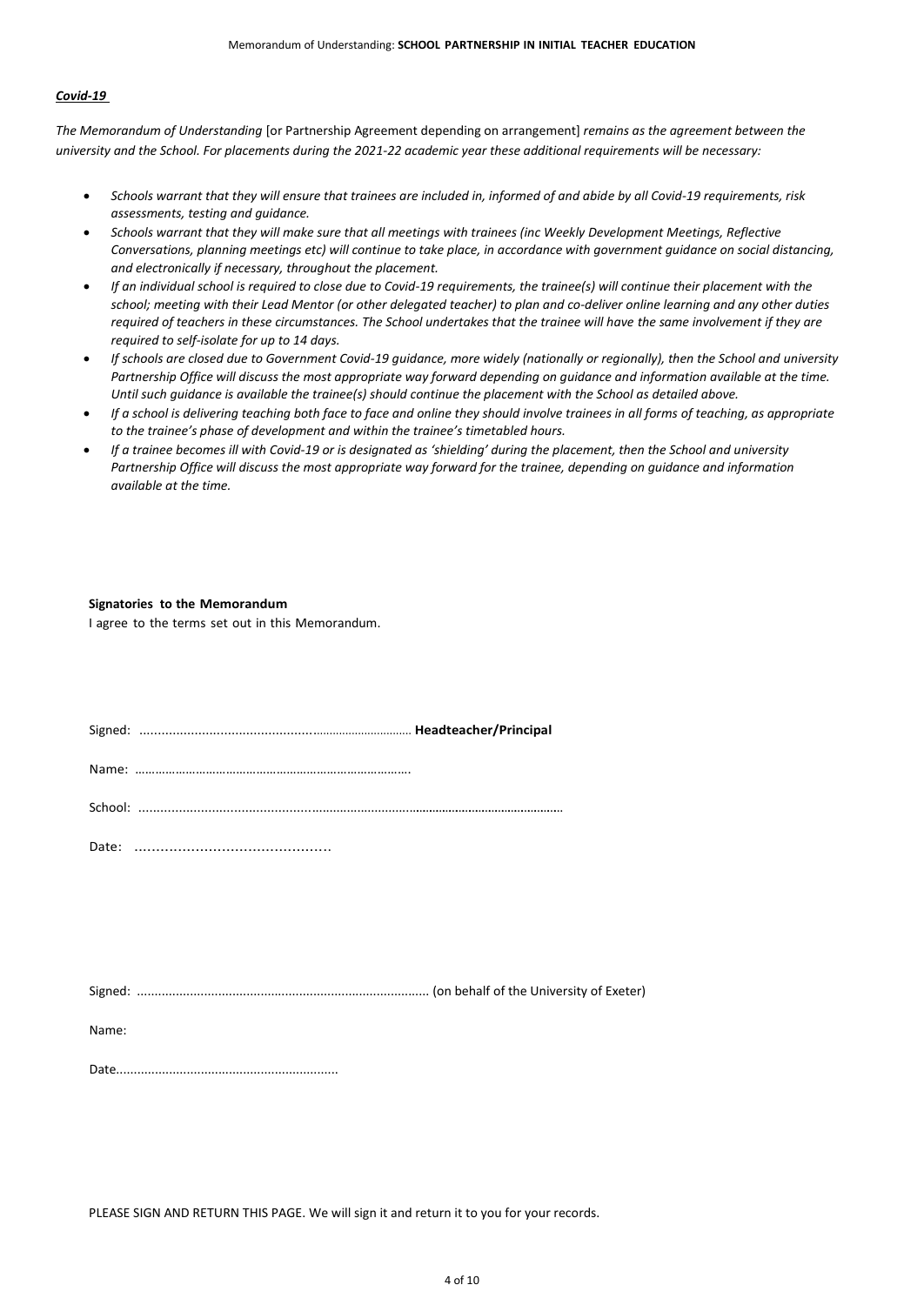***Covid-19***

*The Memorandum of Understanding* [or Partnership Agreement depending on arrangement] *remains as the agreement between the university and the School. For placements during the 2021-22 academic year these additional requirements will be necessary:*

- *Schools warrant that they will ensure that trainees are included in, informed of and abide by all Covid-19 requirements, risk assessments, testing and guidance.*
- *Schools warrant that they will make sure that all meetings with trainees (inc Weekly Development Meetings, Reflective Conversations, planning meetings etc) will continue to take place, in accordance with government guidance on social distancing, and electronically if necessary, throughout the placement.*
- *If an individual school is required to close due to Covid-19 requirements, the trainee(s) will continue their placement with the school; meeting with their Lead Mentor (or other delegated teacher) to plan and co-deliver online learning and any other duties required of teachers in these circumstances. The School undertakes that the trainee will have the same involvement if they are required to self-isolate for up to 14 days.*
- *If schools are closed due to Government Covid-19 guidance, more widely (nationally or regionally), then the School and university Partnership Office will discuss the most appropriate way forward depending on guidance and information available at the time. Until such guidance is available the trainee(s) should continue the placement with the School as detailed above.*
- *If a school is delivering teaching both face to face and online they should involve trainees in all forms of teaching, as appropriate to the trainee's phase of development and within the trainee's timetabled hours.*
- *If a trainee becomes ill with Covid-19 or is designated as 'shielding' during the placement, then the School and university Partnership Office will discuss the most appropriate way forward for the trainee, depending on guidance and information available at the time.*

**Signatories to the Memorandum**

I agree to the terms set out in this Memorandum.

Signed: ............................................................................ **Headteacher/Principal**

Name: ……………………………………………………………………….

School: ...............................................................................................................................

Date: ............................................

Signed: .................................................................................. (on behalf of the University of Exeter)

Name:

Date..............................................................

PLEASE SIGN AND RETURN THIS PAGE. We will sign it and return it to you for your records.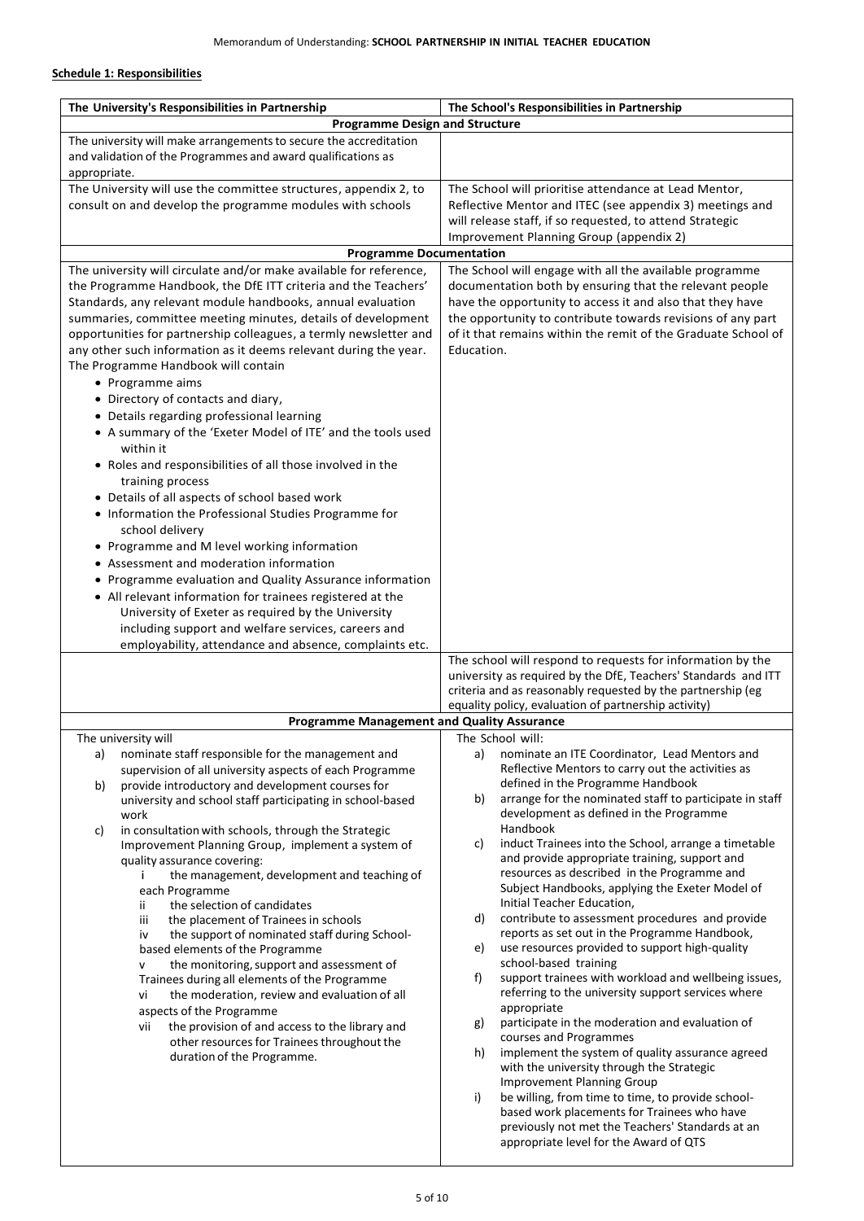**Schedule 1: Responsibilities**

| The University's Responsibilities in Partnership | The School's Responsibilities in Partnership |
|---|---|
| **Programme Design and Structure** | |
| The university will make arrangements to secure the accreditation and validation of the Programmes and award qualifications as appropriate. | |
| The University will use the committee structures, appendix 2, to consult on and develop the programme modules with schools | The School will prioritise attendance at Lead Mentor, Reflective Mentor and ITEC (see appendix 3) meetings and will release staff, if so requested, to attend Strategic Improvement Planning Group (appendix 2) |
| **Programme Documentation** | |
| The university will circulate and/or make available for reference, the Programme Handbook, the DfE ITT criteria and the Teachers' Standards, any relevant module handbooks, annual evaluation summaries, committee meeting minutes, details of development opportunities for partnership colleagues, a termly newsletter and any other such information as it deems relevant during the year.<br>The Programme Handbook will contain<br>• Programme aims<br>• Directory of contacts and diary,<br>• Details regarding professional learning<br>• A summary of the 'Exeter Model of ITE' and the tools used within it<br>• Roles and responsibilities of all those involved in the training process<br>• Details of all aspects of school based work<br>• Information the Professional Studies Programme for school delivery<br>• Programme and M level working information<br>• Assessment and moderation information<br>• Programme evaluation and Quality Assurance information<br>• All relevant information for trainees registered at the University of Exeter as required by the University including support and welfare services, careers and employability, attendance and absence, complaints etc. | The School will engage with all the available programme documentation both by ensuring that the relevant people have the opportunity to access it and also that they have the opportunity to contribute towards revisions of any part of it that remains within the remit of the Graduate School of Education. |
| | The school will respond to requests for information by the university as required by the DfE, Teachers' Standards and ITT criteria and as reasonably requested by the partnership (eg equality policy, evaluation of partnership activity) |
| **Programme Management and Quality Assurance** | |
| The university will<br>a) nominate staff responsible for the management and supervision of all university aspects of each Programme<br>b) provide introductory and development courses for university and school staff participating in school-based work<br>c) in consultation with schools, through the Strategic Improvement Planning Group, implement a system of quality assurance covering:<br>i the management, development and teaching of each Programme<br>ii the selection of candidates<br>iii the placement of Trainees in schools<br>iv the support of nominated staff during School-based elements of the Programme<br>v the monitoring, support and assessment of Trainees during all elements of the Programme<br>vi the moderation, review and evaluation of all aspects of the Programme<br>vii the provision of and access to the library and other resources for Trainees throughout the duration of the Programme. | The School will:<br>a) nominate an ITE Coordinator, Lead Mentors and Reflective Mentors to carry out the activities as defined in the Programme Handbook<br>b) arrange for the nominated staff to participate in staff development as defined in the Programme Handbook<br>c) induct Trainees into the School, arrange a timetable and provide appropriate training, support and resources as described in the Programme and Subject Handbooks, applying the Exeter Model of Initial Teacher Education,<br>d) contribute to assessment procedures and provide reports as set out in the Programme Handbook,<br>e) use resources provided to support high-quality school-based training<br>f) support trainees with workload and wellbeing issues, referring to the university support services where appropriate<br>g) participate in the moderation and evaluation of courses and Programmes<br>h) implement the system of quality assurance agreed with the university through the Strategic Improvement Planning Group<br>i) be willing, from time to time, to provide school-based work placements for Trainees who have previously not met the Teachers' Standards at an appropriate level for the Award of QTS |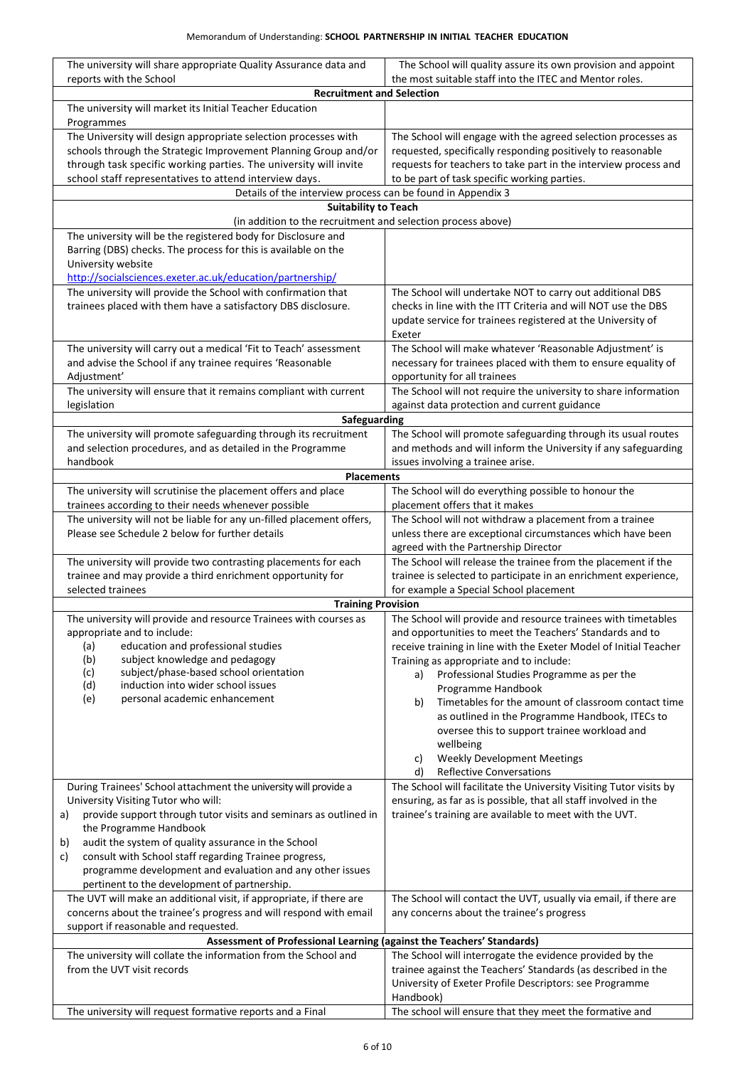| The university will share appropriate Quality Assurance data and reports with the School | The School will quality assure its own provision and appoint the most suitable staff into the ITEC and Mentor roles. |
|---|---|
| **Recruitment and Selection** | |
| The university will market its Initial Teacher Education Programmes | |
| The University will design appropriate selection processes with schools through the Strategic Improvement Planning Group and/or through task specific working parties. The university will invite school staff representatives to attend interview days. | The School will engage with the agreed selection processes as requested, specifically responding positively to reasonable requests for teachers to take part in the interview process and to be part of task specific working parties. |
| Details of the interview process can be found in Appendix 3 | |
| **Suitability to Teach** (in addition to the recruitment and selection process above) | |
| The university will be the registered body for Disclosure and Barring (DBS) checks. The process for this is available on the University website http://socialsciences.exeter.ac.uk/education/partnership/ | |
| The university will provide the School with confirmation that trainees placed with them have a satisfactory DBS disclosure. | The School will undertake NOT to carry out additional DBS checks in line with the ITT Criteria and will NOT use the DBS update service for trainees registered at the University of Exeter |
| The university will carry out a medical 'Fit to Teach' assessment and advise the School if any trainee requires 'Reasonable Adjustment' | The School will make whatever 'Reasonable Adjustment' is necessary for trainees placed with them to ensure equality of opportunity for all trainees |
| The university will ensure that it remains compliant with current legislation | The School will not require the university to share information against data protection and current guidance |
| **Safeguarding** | |
| The university will promote safeguarding through its recruitment and selection procedures, and as detailed in the Programme handbook | The School will promote safeguarding through its usual routes and methods and will inform the University if any safeguarding issues involving a trainee arise. |
| **Placements** | |
| The university will scrutinise the placement offers and place trainees according to their needs whenever possible | The School will do everything possible to honour the placement offers that it makes |
| The university will not be liable for any un-filled placement offers, Please see Schedule 2 below for further details | The School will not withdraw a placement from a trainee unless there are exceptional circumstances which have been agreed with the Partnership Director |
| The university will provide two contrasting placements for each trainee and may provide a third enrichment opportunity for selected trainees | The School will release the trainee from the placement if the trainee is selected to participate in an enrichment experience, for example a Special School placement |
| **Training Provision** | |
| The university will provide and resource Trainees with courses as appropriate and to include:<br>(a) education and professional studies<br>(b) subject knowledge and pedagogy<br>(c) subject/phase-based school orientation<br>(d) induction into wider school issues<br>(e) personal academic enhancement | The School will provide and resource trainees with timetables and opportunities to meet the Teachers' Standards and to receive training in line with the Exeter Model of Initial Teacher Training as appropriate and to include:<br>a) Professional Studies Programme as per the Programme Handbook<br>b) Timetables for the amount of classroom contact time as outlined in the Programme Handbook, ITECs to oversee this to support trainee workload and wellbeing<br>c) Weekly Development Meetings<br>d) Reflective Conversations |
| During Trainees' School attachment the university will provide a University Visiting Tutor who will:<br>a) provide support through tutor visits and seminars as outlined in the Programme Handbook<br>b) audit the system of quality assurance in the School<br>c) consult with School staff regarding Trainee progress, programme development and evaluation and any other issues pertinent to the development of partnership. | The School will facilitate the University Visiting Tutor visits by ensuring, as far as is possible, that all staff involved in the trainee's training are available to meet with the UVT. |
| The UVT will make an additional visit, if appropriate, if there are concerns about the trainee's progress and will respond with email support if reasonable and requested. | The School will contact the UVT, usually via email, if there are any concerns about the trainee's progress |
| **Assessment of Professional Learning (against the Teachers' Standards)** | |
| The university will collate the information from the School and from the UVT visit records | The School will interrogate the evidence provided by the trainee against the Teachers' Standards (as described in the University of Exeter Profile Descriptors: see Programme Handbook) |
| The university will request formative reports and a Final | The school will ensure that they meet the formative and |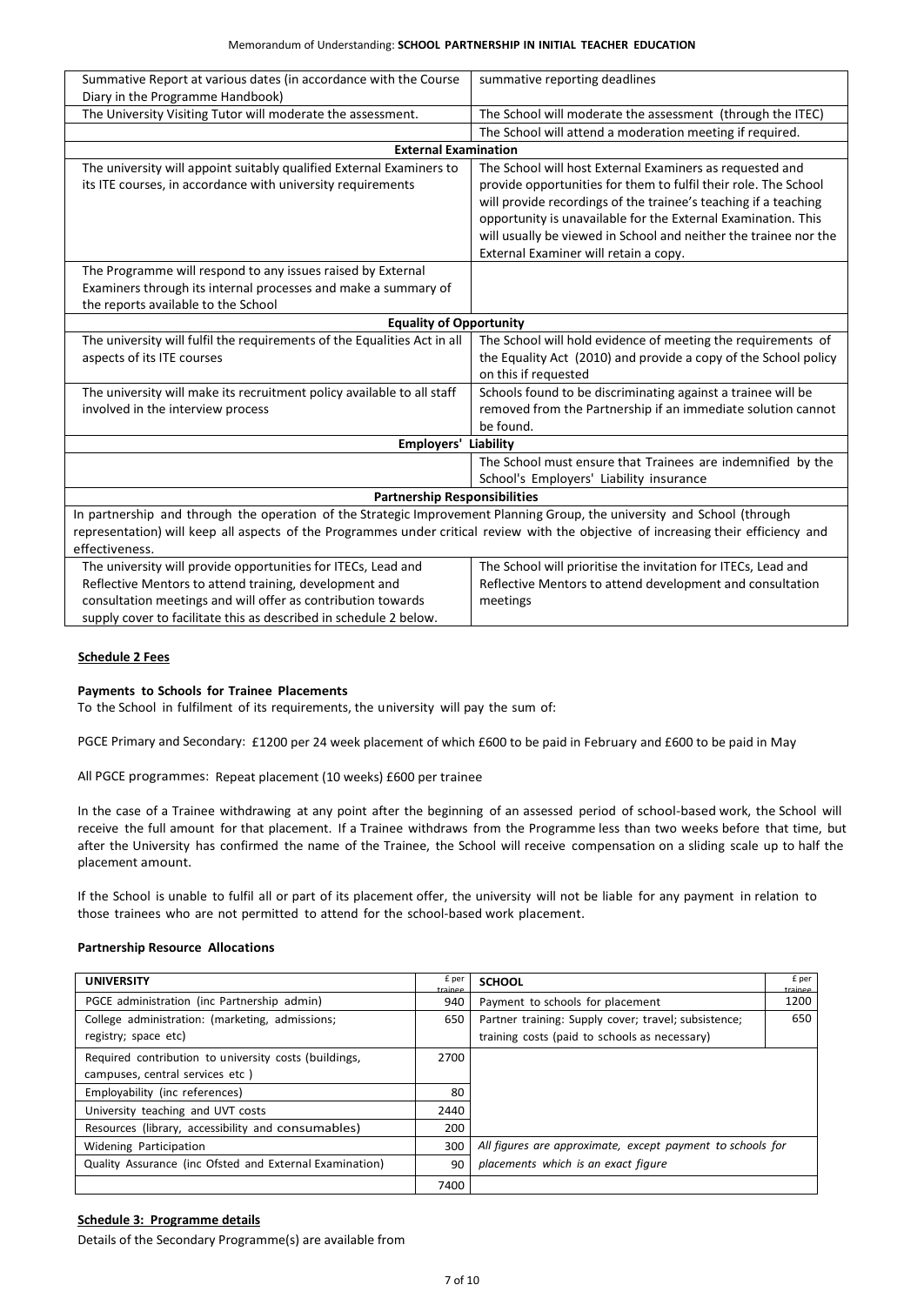| | |
|---|---|
| Summative Report at various dates (in accordance with the Course Diary in the Programme Handbook) | summative reporting deadlines |
| The University Visiting Tutor will moderate the assessment. | The School will moderate the assessment (through the ITEC) |
| | The School will attend a moderation meeting if required. |
| **External Examination** | |
| The university will appoint suitably qualified External Examiners to its ITE courses, in accordance with university requirements | The School will host External Examiners as requested and provide opportunities for them to fulfil their role. The School will provide recordings of the trainee's teaching if a teaching opportunity is unavailable for the External Examination. This will usually be viewed in School and neither the trainee nor the External Examiner will retain a copy. |
| The Programme will respond to any issues raised by External Examiners through its internal processes and make a summary of the reports available to the School | |
| **Equality of Opportunity** | |
| The university will fulfil the requirements of the Equalities Act in all aspects of its ITE courses | The School will hold evidence of meeting the requirements of the Equality Act (2010) and provide a copy of the School policy on this if requested |
| The university will make its recruitment policy available to all staff involved in the interview process | Schools found to be discriminating against a trainee will be removed from the Partnership if an immediate solution cannot be found. |
| **Employers' Liability** | |
| | The School must ensure that Trainees are indemnified by the School's Employers' Liability insurance |
| **Partnership Responsibilities** | |
| In partnership and through the operation of the Strategic Improvement Planning Group, the university and School (through representation) will keep all aspects of the Programmes under critical review with the objective of increasing their efficiency and effectiveness. | |
| The university will provide opportunities for ITECs, Lead and Reflective Mentors to attend training, development and consultation meetings and will offer as contribution towards supply cover to facilitate this as described in schedule 2 below. | The School will prioritise the invitation for ITECs, Lead and Reflective Mentors to attend development and consultation meetings |

## Schedule 2 Fees

**Payments to Schools for Trainee Placements**

To the School in fulfilment of its requirements, the university will pay the sum of:

PGCE Primary and Secondary: £1200 per 24 week placement of which £600 to be paid in February and £600 to be paid in May

All PGCE programmes: Repeat placement (10 weeks) £600 per trainee

In the case of a Trainee withdrawing at any point after the beginning of an assessed period of school-based work, the School will receive the full amount for that placement. If a Trainee withdraws from the Programme less than two weeks before that time, but after the University has confirmed the name of the Trainee, the School will receive compensation on a sliding scale up to half the placement amount.

If the School is unable to fulfil all or part of its placement offer, the university will not be liable for any payment in relation to those trainees who are not permitted to attend for the school-based work placement.

**Partnership Resource Allocations**

| UNIVERSITY | £ per trainee | SCHOOL | £ per trainee |
|---|---|---|---|
| PGCE administration (inc Partnership admin) | 940 | Payment to schools for placement | 1200 |
| College administration: (marketing, admissions; registry; space etc) | 650 | Partner training: Supply cover; travel; subsistence; training costs (paid to schools as necessary) | 650 |
| Required contribution to university costs (buildings, campuses, central services etc ) | 2700 | | |
| Employability (inc references) | 80 | | |
| University teaching and UVT costs | 2440 | | |
| Resources (library, accessibility and consumables) | 200 | | |
| Widening Participation | 300 | *All figures are approximate, except payment to schools for placements which is an exact figure* | |
| Quality Assurance (inc Ofsted and External Examination) | 90 | | |
| | 7400 | | |

## Schedule 3: Programme details

Details of the Secondary Programme(s) are available from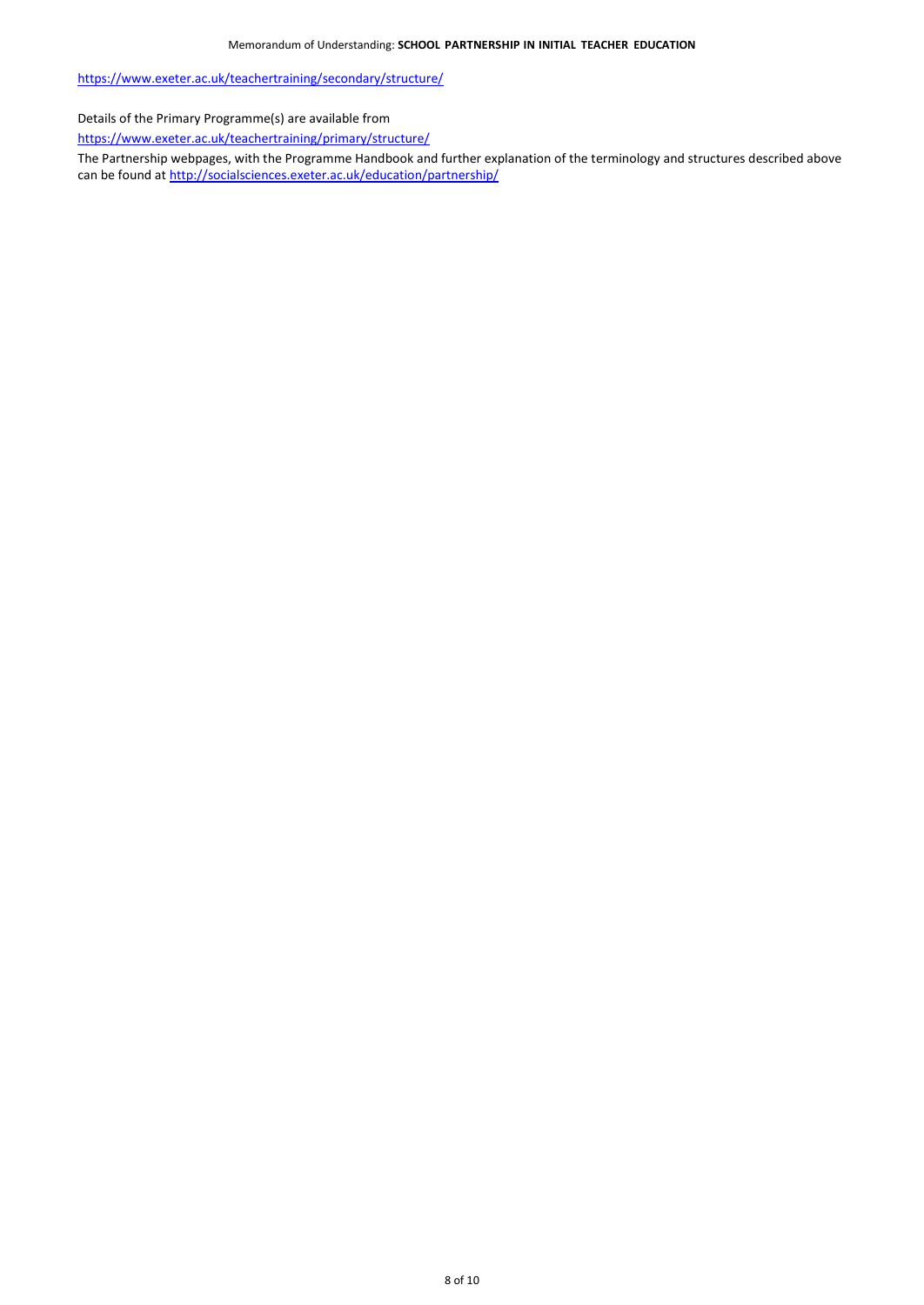https://www.exeter.ac.uk/teachertraining/secondary/structure/

Details of the Primary Programme(s) are available from

https://www.exeter.ac.uk/teachertraining/primary/structure/

The Partnership webpages, with the Programme Handbook and further explanation of the terminology and structures described above can be found at http://socialsciences.exeter.ac.uk/education/partnership/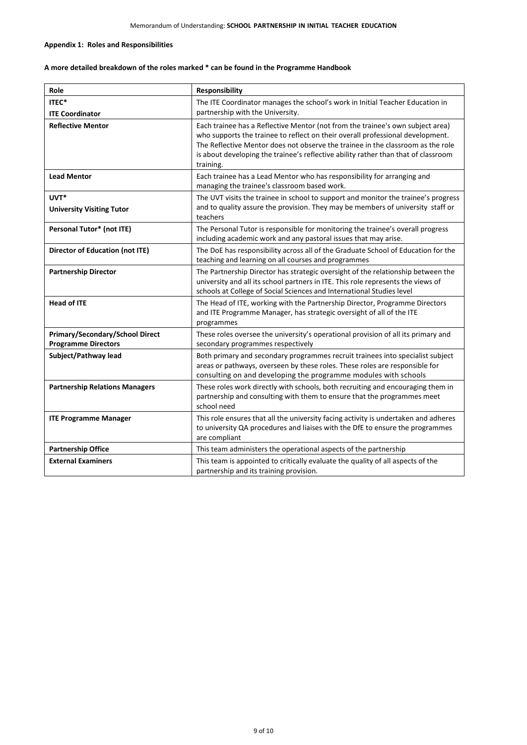**Appendix 1: Roles and Responsibilities**

**A more detailed breakdown of the roles marked * can be found in the Programme Handbook**

| Role | Responsibility |
|---|---|
| **ITEC*** <br> **ITE Coordinator** | The ITE Coordinator manages the school's work in Initial Teacher Education in partnership with the University. |
| **Reflective Mentor** | Each trainee has a Reflective Mentor (not from the trainee's own subject area) who supports the trainee to reflect on their overall professional development. The Reflective Mentor does not observe the trainee in the classroom as the role is about developing the trainee's reflective ability rather than that of classroom training. |
| **Lead Mentor** | Each trainee has a Lead Mentor who has responsibility for arranging and managing the trainee's classroom based work. |
| **UVT*** <br> **University Visiting Tutor** | The UVT visits the trainee in school to support and monitor the trainee's progress and to quality assure the provision. They may be members of university staff or teachers |
| **Personal Tutor* (not ITE)** | The Personal Tutor is responsible for monitoring the trainee's overall progress including academic work and any pastoral issues that may arise. |
| **Director of Education (not ITE)** | The DoE has responsibility across all of the Graduate School of Education for the teaching and learning on all courses and programmes |
| **Partnership Director** | The Partnership Director has strategic oversight of the relationship between the university and all its school partners in ITE. This role represents the views of schools at College of Social Sciences and International Studies level |
| **Head of ITE** | The Head of ITE, working with the Partnership Director, Programme Directors and ITE Programme Manager, has strategic oversight of all of the ITE programmes |
| **Primary/Secondary/School Direct Programme Directors** | These roles oversee the university's operational provision of all its primary and secondary programmes respectively |
| **Subject/Pathway lead** | Both primary and secondary programmes recruit trainees into specialist subject areas or pathways, overseen by these roles. These roles are responsible for consulting on and developing the programme modules with schools |
| **Partnership Relations Managers** | These roles work directly with schools, both recruiting and encouraging them in partnership and consulting with them to ensure that the programmes meet school need |
| **ITE Programme Manager** | This role ensures that all the university facing activity is undertaken and adheres to university QA procedures and liaises with the DfE to ensure the programmes are compliant |
| **Partnership Office** | This team administers the operational aspects of the partnership |
| **External Examiners** | This team is appointed to critically evaluate the quality of all aspects of the partnership and its training provision. |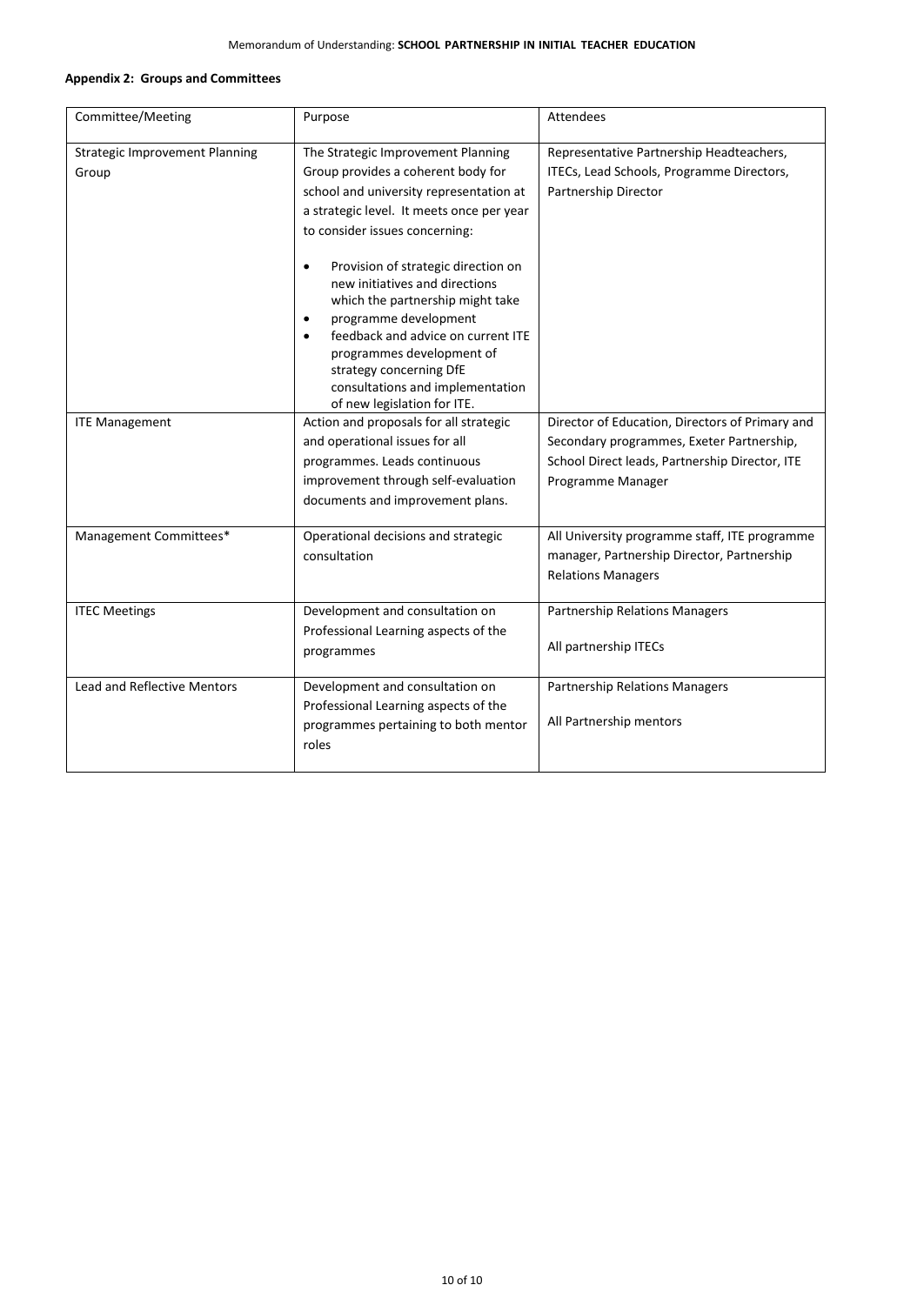**Appendix 2: Groups and Committees**

| Committee/Meeting | Purpose | Attendees |
|---|---|---|
| Strategic Improvement Planning Group | The Strategic Improvement Planning Group provides a coherent body for school and university representation at a strategic level. It meets once per year to consider issues concerning:<br>• Provision of strategic direction on new initiatives and directions which the partnership might take<br>• programme development<br>• feedback and advice on current ITE programmes development of strategy concerning DfE consultations and implementation of new legislation for ITE. | Representative Partnership Headteachers, ITECs, Lead Schools, Programme Directors, Partnership Director |
| ITE Management | Action and proposals for all strategic and operational issues for all programmes. Leads continuous improvement through self-evaluation documents and improvement plans. | Director of Education, Directors of Primary and Secondary programmes, Exeter Partnership, School Direct leads, Partnership Director, ITE Programme Manager |
| Management Committees* | Operational decisions and strategic consultation | All University programme staff, ITE programme manager, Partnership Director, Partnership Relations Managers |
| ITEC Meetings | Development and consultation on Professional Learning aspects of the programmes | Partnership Relations Managers<br><br>All partnership ITECs |
| Lead and Reflective Mentors | Development and consultation on Professional Learning aspects of the programmes pertaining to both mentor roles | Partnership Relations Managers<br><br>All Partnership mentors |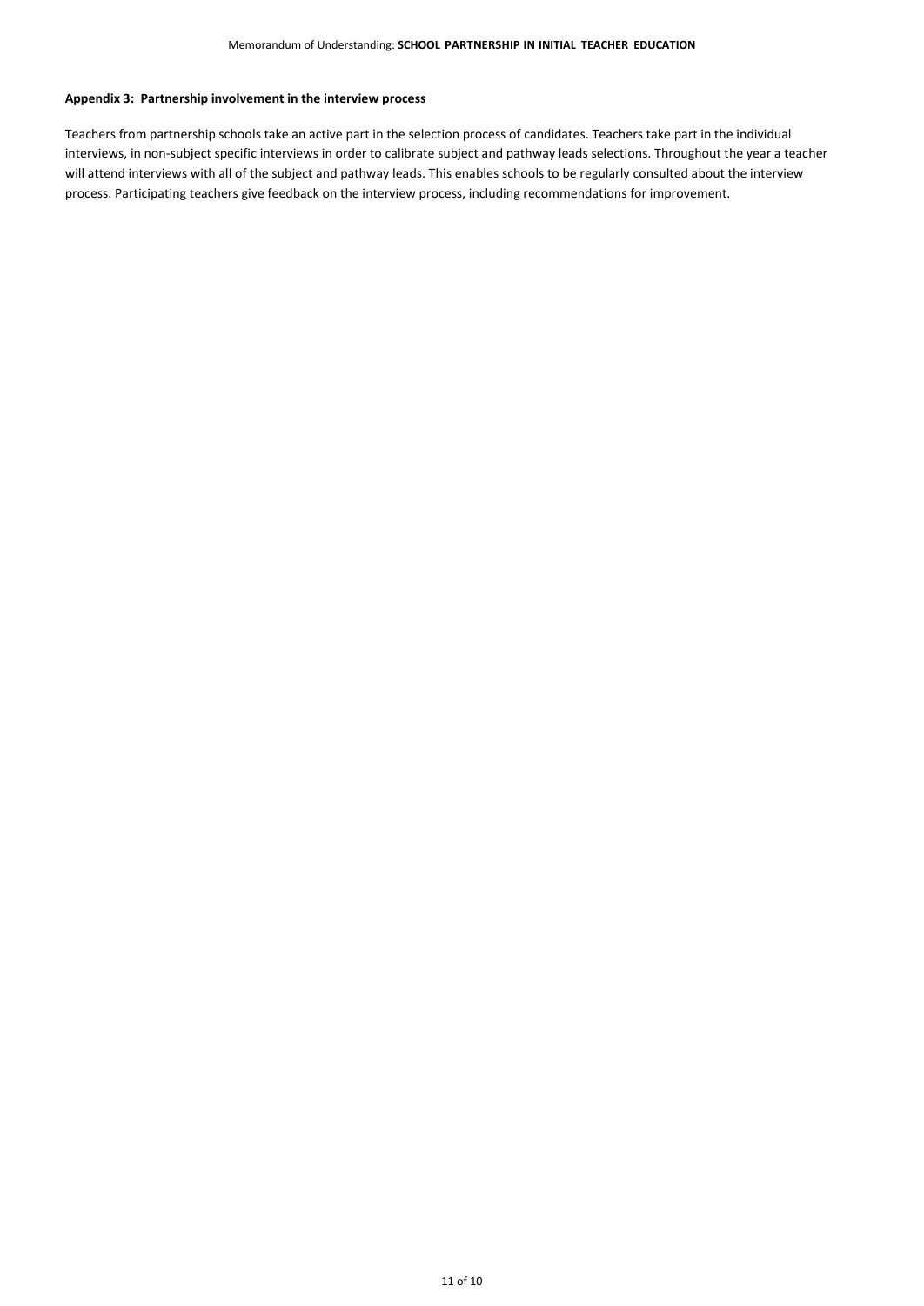**Appendix 3: Partnership involvement in the interview process**

Teachers from partnership schools take an active part in the selection process of candidates. Teachers take part in the individual interviews, in non-subject specific interviews in order to calibrate subject and pathway leads selections. Throughout the year a teacher will attend interviews with all of the subject and pathway leads. This enables schools to be regularly consulted about the interview process. Participating teachers give feedback on the interview process, including recommendations for improvement.